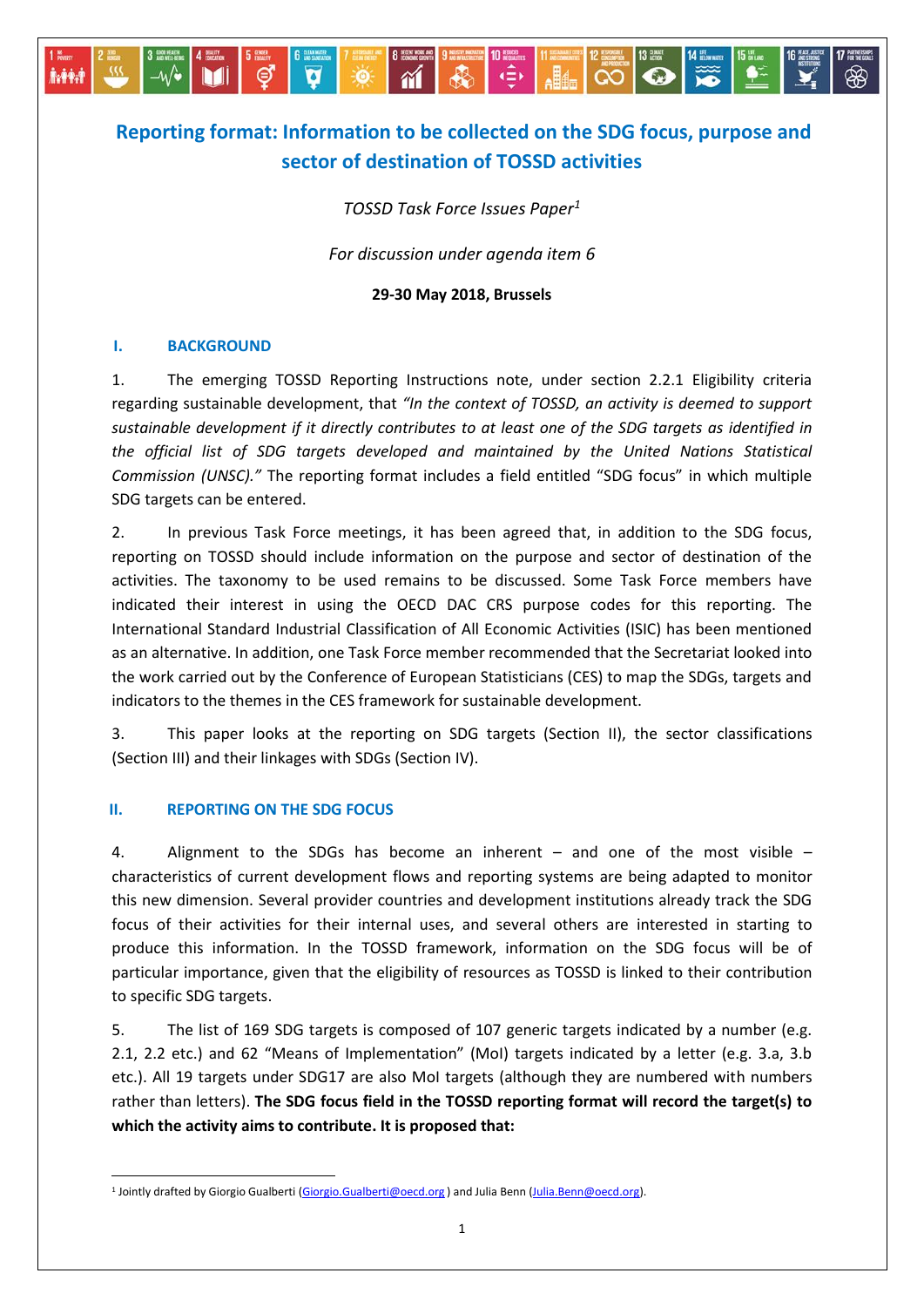# Reporting format: Information to be collected on the SDG focus, purpose and sector of destination of TOSSD activities

*TOSSD Task Force Issues Paper*[1]

*For discussion under agenda item 6*

**29-30 May 2018, Brussels**

## I. BACKGROUND

1. The emerging TOSSD Reporting Instructions note, under section 2.2.1 Eligibility criteria regarding sustainable development, that *"In the context of TOSSD, an activity is deemed to support sustainable development if it directly contributes to at least one of the SDG targets as identified in the official list of SDG targets developed and maintained by the United Nations Statistical Commission (UNSC)."* The reporting format includes a field entitled "SDG focus" in which multiple SDG targets can be entered.

2. In previous Task Force meetings, it has been agreed that, in addition to the SDG focus, reporting on TOSSD should include information on the purpose and sector of destination of the activities. The taxonomy to be used remains to be discussed. Some Task Force members have indicated their interest in using the OECD DAC CRS purpose codes for this reporting. The International Standard Industrial Classification of All Economic Activities (ISIC) has been mentioned as an alternative. In addition, one Task Force member recommended that the Secretariat looked into the work carried out by the Conference of European Statisticians (CES) to map the SDGs, targets and indicators to the themes in the CES framework for sustainable development.

3. This paper looks at the reporting on SDG targets (Section II), the sector classifications (Section III) and their linkages with SDGs (Section IV).

## II. REPORTING ON THE SDG FOCUS

4. Alignment to the SDGs has become an inherent – and one of the most visible – characteristics of current development flows and reporting systems are being adapted to monitor this new dimension. Several provider countries and development institutions already track the SDG focus of their activities for their internal uses, and several others are interested in starting to produce this information. In the TOSSD framework, information on the SDG focus will be of particular importance, given that the eligibility of resources as TOSSD is linked to their contribution to specific SDG targets.

5. The list of 169 SDG targets is composed of 107 generic targets indicated by a number (e.g. 2.1, 2.2 etc.) and 62 "Means of Implementation" (MoI) targets indicated by a letter (e.g. 3.a, 3.b etc.). All 19 targets under SDG17 are also MoI targets (although they are numbered with numbers rather than letters). **The SDG focus field in the TOSSD reporting format will record the target(s) to which the activity aims to contribute. It is proposed that:**

---

[1] Jointly drafted by Giorgio Gualberti (Giorgio.Gualberti@oecd.org ) and Julia Benn (Julia.Benn@oecd.org).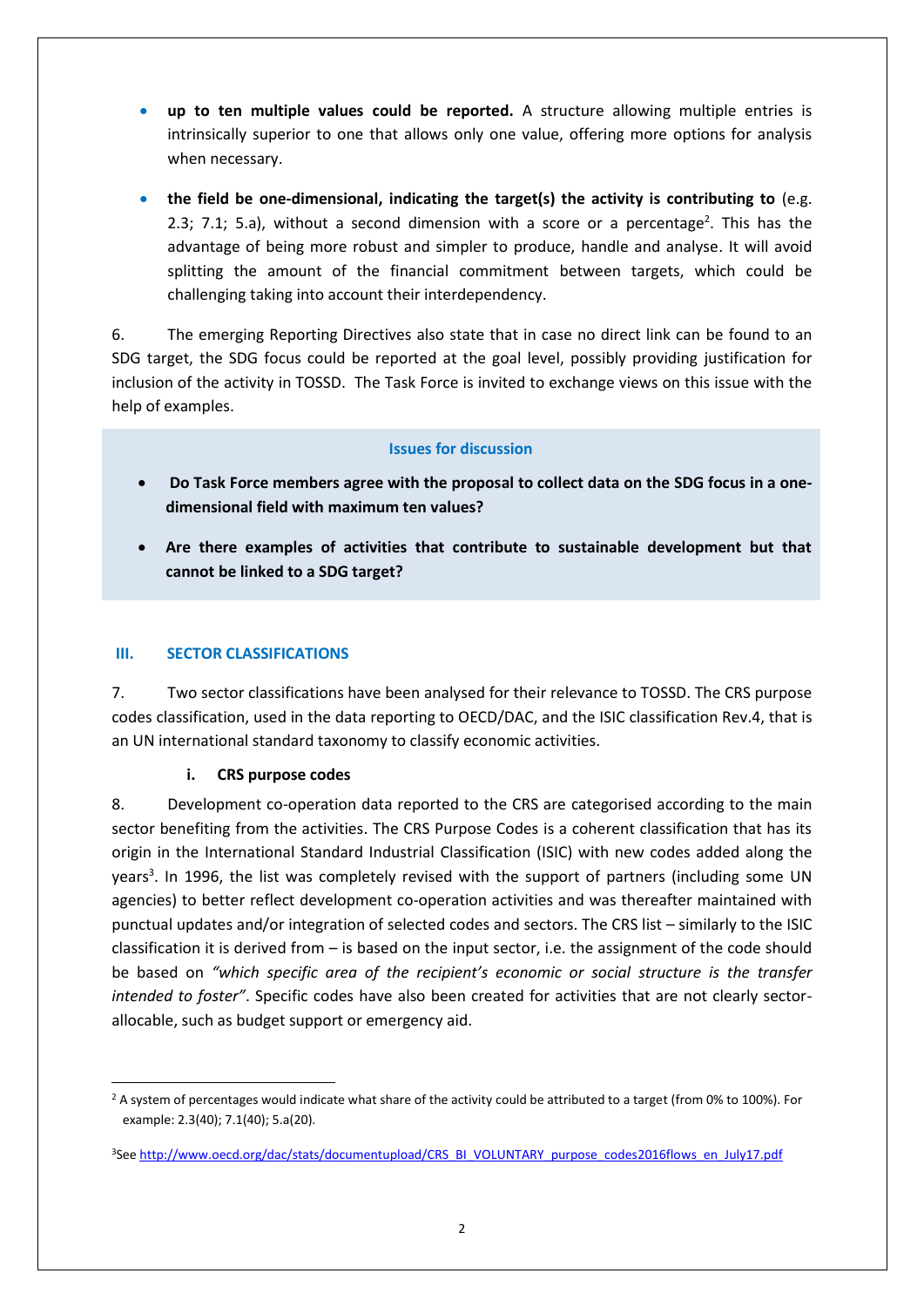- **up to ten multiple values could be reported.** A structure allowing multiple entries is intrinsically superior to one that allows only one value, offering more options for analysis when necessary.

- **the field be one-dimensional, indicating the target(s) the activity is contributing to** (e.g. 2.3; 7.1; 5.a), without a second dimension with a score or a percentage[2]. This has the advantage of being more robust and simpler to produce, handle and analyse. It will avoid splitting the amount of the financial commitment between targets, which could be challenging taking into account their interdependency.

6. The emerging Reporting Directives also state that in case no direct link can be found to an SDG target, the SDG focus could be reported at the goal level, possibly providing justification for inclusion of the activity in TOSSD. The Task Force is invited to exchange views on this issue with the help of examples.

**Issues for discussion**

- **Do Task Force members agree with the proposal to collect data on the SDG focus in a one-dimensional field with maximum ten values?**

- **Are there examples of activities that contribute to sustainable development but that cannot be linked to a SDG target?**

## III. SECTOR CLASSIFICATIONS

7. Two sector classifications have been analysed for their relevance to TOSSD. The CRS purpose codes classification, used in the data reporting to OECD/DAC, and the ISIC classification Rev.4, that is an UN international standard taxonomy to classify economic activities.

### i. CRS purpose codes

8. Development co-operation data reported to the CRS are categorised according to the main sector benefiting from the activities. The CRS Purpose Codes is a coherent classification that has its origin in the International Standard Industrial Classification (ISIC) with new codes added along the years[3]. In 1996, the list was completely revised with the support of partners (including some UN agencies) to better reflect development co-operation activities and was thereafter maintained with punctual updates and/or integration of selected codes and sectors. The CRS list – similarly to the ISIC classification it is derived from – is based on the input sector, i.e. the assignment of the code should be based on *"which specific area of the recipient's economic or social structure is the transfer intended to foster"*. Specific codes have also been created for activities that are not clearly sector-allocable, such as budget support or emergency aid.

---

[2] A system of percentages would indicate what share of the activity could be attributed to a target (from 0% to 100%). For example: 2.3(40); 7.1(40); 5.a(20).

[3] See http://www.oecd.org/dac/stats/documentupload/CRS_BI_VOLUNTARY_purpose_codes2016flows_en_July17.pdf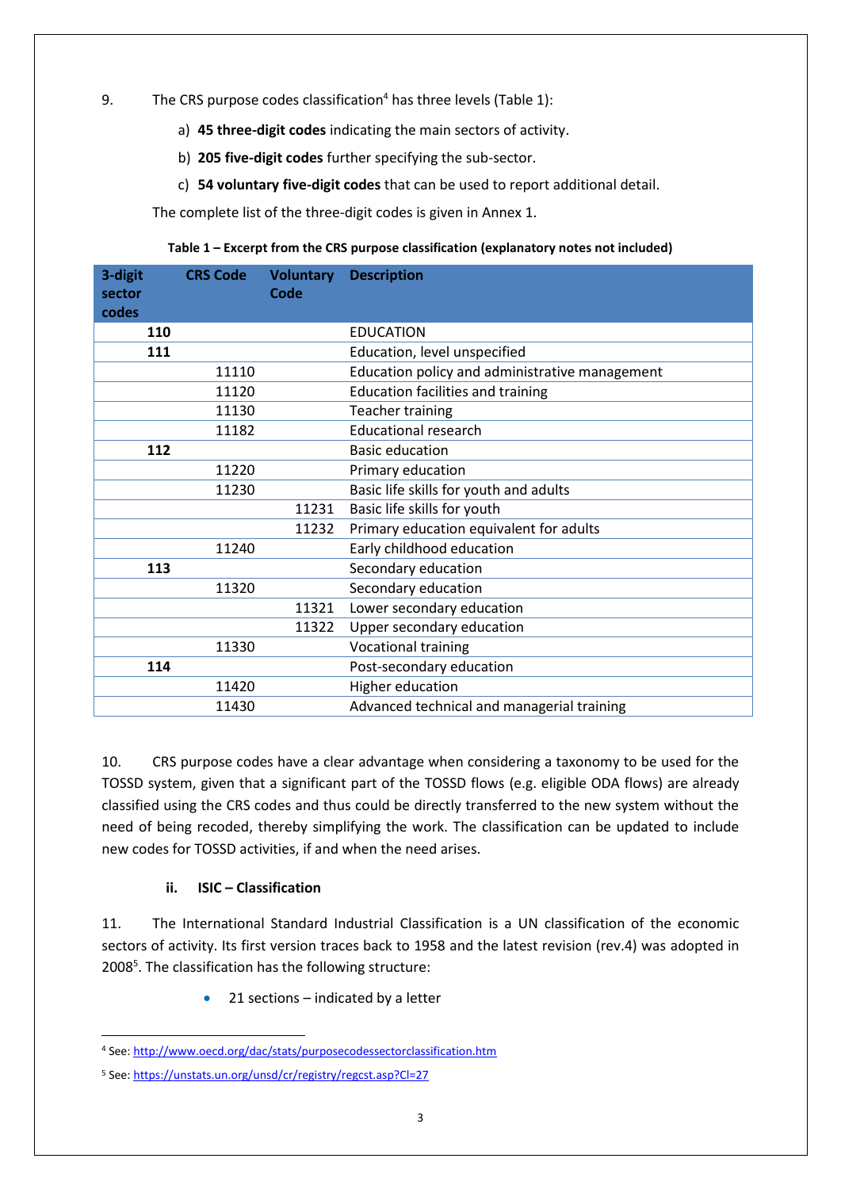9. The CRS purpose codes classification[4] has three levels (Table 1):

   a) **45 three-digit codes** indicating the main sectors of activity.

   b) **205 five-digit codes** further specifying the sub-sector.

   c) **54 voluntary five-digit codes** that can be used to report additional detail.

   The complete list of the three-digit codes is given in Annex 1.

**Table 1 – Excerpt from the CRS purpose classification (explanatory notes not included)**

| 3-digit sector codes | CRS Code | Voluntary Code | Description |
|---|---|---|---|
| **110** | | | EDUCATION |
| **111** | | | Education, level unspecified |
| | 11110 | | Education policy and administrative management |
| | 11120 | | Education facilities and training |
| | 11130 | | Teacher training |
| | 11182 | | Educational research |
| **112** | | | Basic education |
| | 11220 | | Primary education |
| | 11230 | | Basic life skills for youth and adults |
| | | 11231 | Basic life skills for youth |
| | | 11232 | Primary education equivalent for adults |
| | 11240 | | Early childhood education |
| **113** | | | Secondary education |
| | 11320 | | Secondary education |
| | | 11321 | Lower secondary education |
| | | 11322 | Upper secondary education |
| | 11330 | | Vocational training |
| **114** | | | Post-secondary education |
| | 11420 | | Higher education |
| | 11430 | | Advanced technical and managerial training |

10. CRS purpose codes have a clear advantage when considering a taxonomy to be used for the TOSSD system, given that a significant part of the TOSSD flows (e.g. eligible ODA flows) are already classified using the CRS codes and thus could be directly transferred to the new system without the need of being recoded, thereby simplifying the work. The classification can be updated to include new codes for TOSSD activities, if and when the need arises.

#### ii. ISIC – Classification

11. The International Standard Industrial Classification is a UN classification of the economic sectors of activity. Its first version traces back to 1958 and the latest revision (rev.4) was adopted in 2008[5]. The classification has the following structure:

- 21 sections – indicated by a letter

---

[4] See: http://www.oecd.org/dac/stats/purposecodessectorclassification.htm

[5] See: https://unstats.un.org/unsd/cr/registry/regcst.asp?Cl=27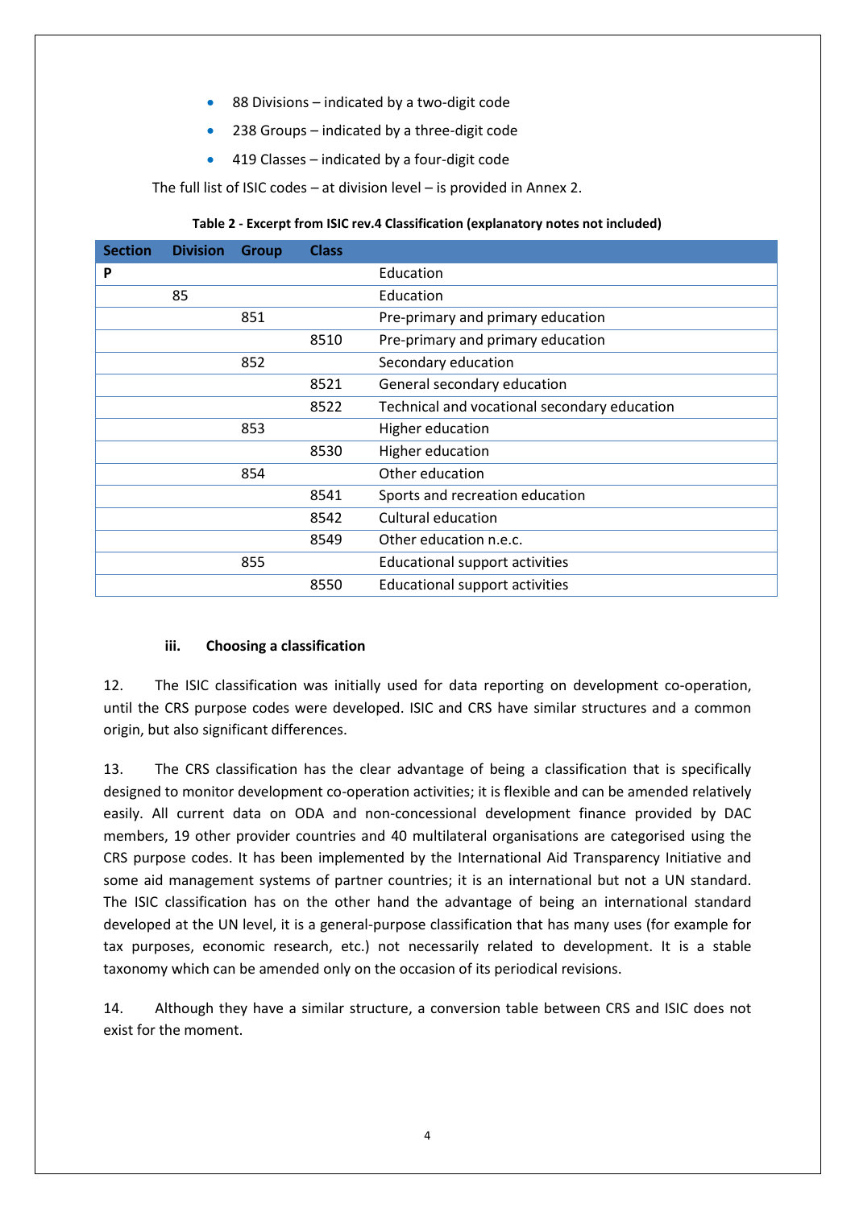- 88 Divisions – indicated by a two-digit code
- 238 Groups – indicated by a three-digit code
- 419 Classes – indicated by a four-digit code

The full list of ISIC codes – at division level – is provided in Annex 2.

**Table 2 - Excerpt from ISIC rev.4 Classification (explanatory notes not included)**

| Section | Division | Group | Class | |
|---|---|---|---|---|
| **P** | | | | Education |
| | 85 | | | Education |
| | | 851 | | Pre-primary and primary education |
| | | | 8510 | Pre-primary and primary education |
| | | 852 | | Secondary education |
| | | | 8521 | General secondary education |
| | | | 8522 | Technical and vocational secondary education |
| | | 853 | | Higher education |
| | | | 8530 | Higher education |
| | | 854 | | Other education |
| | | | 8541 | Sports and recreation education |
| | | | 8542 | Cultural education |
| | | | 8549 | Other education n.e.c. |
| | | 855 | | Educational support activities |
| | | | 8550 | Educational support activities |

### iii. Choosing a classification

12. The ISIC classification was initially used for data reporting on development co-operation, until the CRS purpose codes were developed. ISIC and CRS have similar structures and a common origin, but also significant differences.

13. The CRS classification has the clear advantage of being a classification that is specifically designed to monitor development co-operation activities; it is flexible and can be amended relatively easily. All current data on ODA and non-concessional development finance provided by DAC members, 19 other provider countries and 40 multilateral organisations are categorised using the CRS purpose codes. It has been implemented by the International Aid Transparency Initiative and some aid management systems of partner countries; it is an international but not a UN standard. The ISIC classification has on the other hand the advantage of being an international standard developed at the UN level, it is a general-purpose classification that has many uses (for example for tax purposes, economic research, etc.) not necessarily related to development. It is a stable taxonomy which can be amended only on the occasion of its periodical revisions.

14. Although they have a similar structure, a conversion table between CRS and ISIC does not exist for the moment.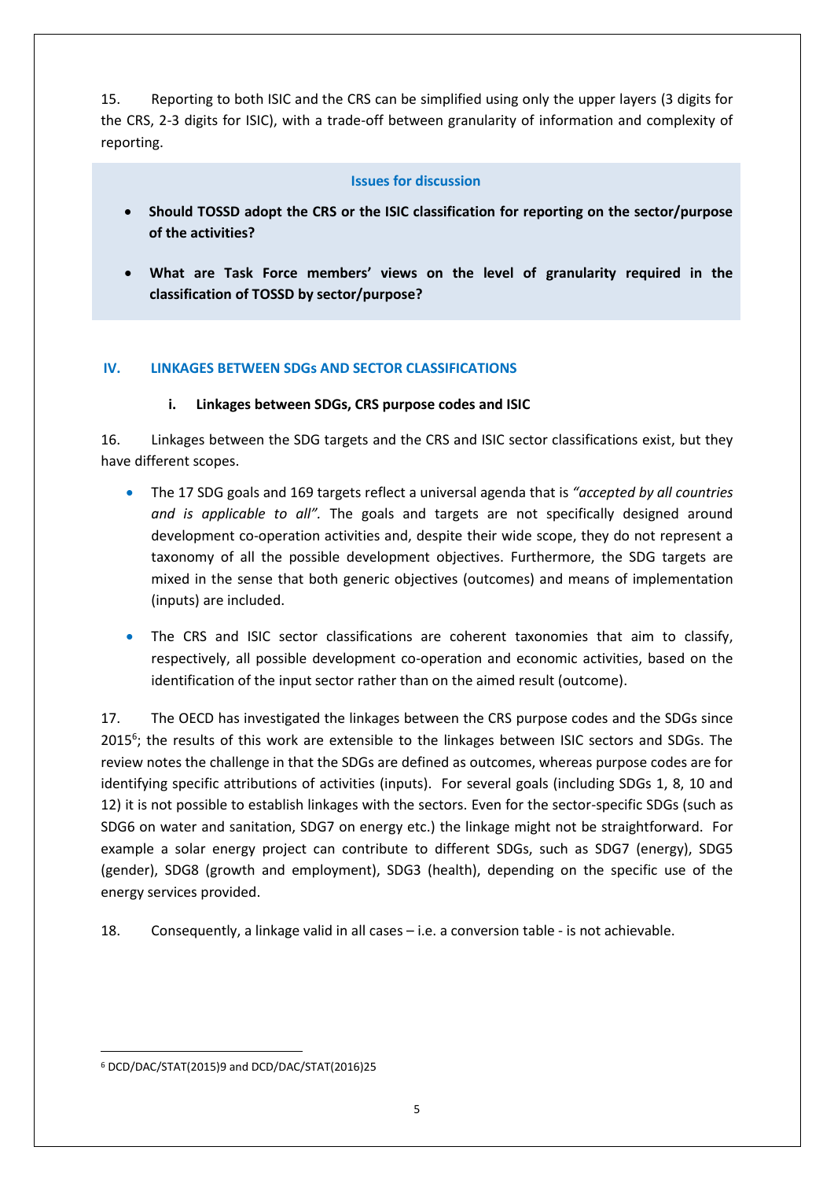15. Reporting to both ISIC and the CRS can be simplified using only the upper layers (3 digits for the CRS, 2-3 digits for ISIC), with a trade-off between granularity of information and complexity of reporting.

**Issues for discussion**

- **Should TOSSD adopt the CRS or the ISIC classification for reporting on the sector/purpose of the activities?**
- **What are Task Force members' views on the level of granularity required in the classification of TOSSD by sector/purpose?**

## IV. LINKAGES BETWEEN SDGs AND SECTOR CLASSIFICATIONS

### i. Linkages between SDGs, CRS purpose codes and ISIC

16. Linkages between the SDG targets and the CRS and ISIC sector classifications exist, but they have different scopes.

- The 17 SDG goals and 169 targets reflect a universal agenda that is *"accepted by all countries and is applicable to all".* The goals and targets are not specifically designed around development co-operation activities and, despite their wide scope, they do not represent a taxonomy of all the possible development objectives. Furthermore, the SDG targets are mixed in the sense that both generic objectives (outcomes) and means of implementation (inputs) are included.
- The CRS and ISIC sector classifications are coherent taxonomies that aim to classify, respectively, all possible development co-operation and economic activities, based on the identification of the input sector rather than on the aimed result (outcome).

17. The OECD has investigated the linkages between the CRS purpose codes and the SDGs since 2015[6]; the results of this work are extensible to the linkages between ISIC sectors and SDGs. The review notes the challenge in that the SDGs are defined as outcomes, whereas purpose codes are for identifying specific attributions of activities (inputs). For several goals (including SDGs 1, 8, 10 and 12) it is not possible to establish linkages with the sectors. Even for the sector-specific SDGs (such as SDG6 on water and sanitation, SDG7 on energy etc.) the linkage might not be straightforward. For example a solar energy project can contribute to different SDGs, such as SDG7 (energy), SDG5 (gender), SDG8 (growth and employment), SDG3 (health), depending on the specific use of the energy services provided.

18. Consequently, a linkage valid in all cases – i.e. a conversion table - is not achievable.

---

[6] DCD/DAC/STAT(2015)9 and DCD/DAC/STAT(2016)25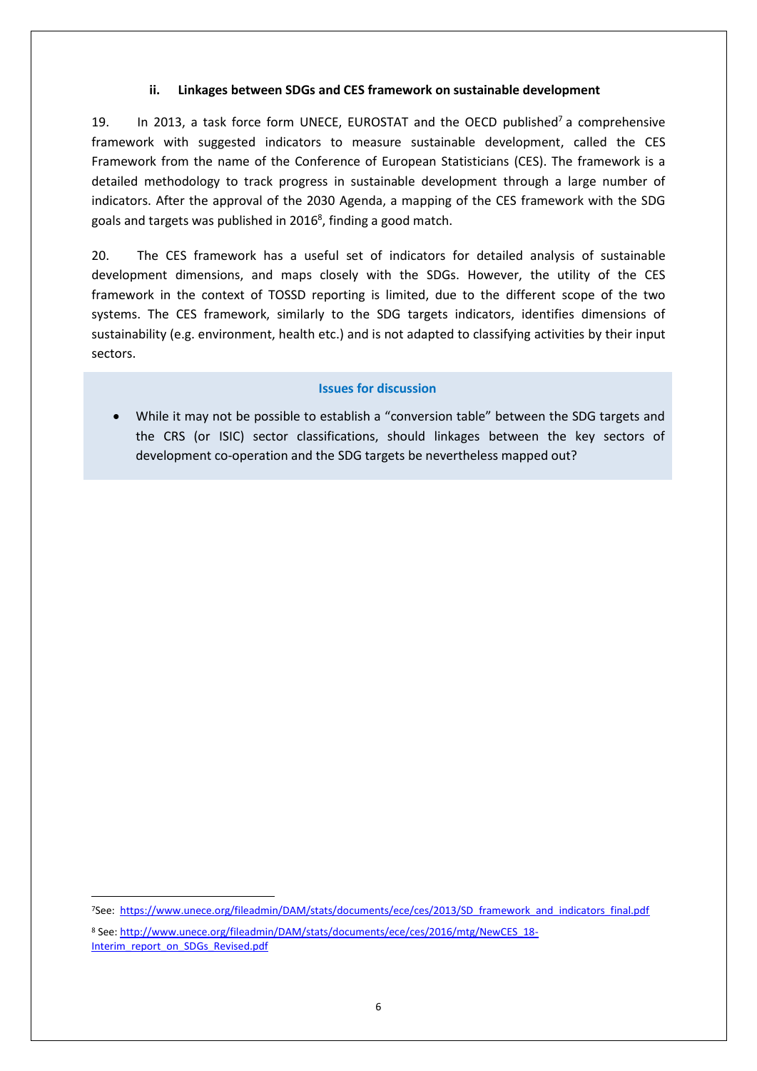### ii. Linkages between SDGs and CES framework on sustainable development

19. In 2013, a task force form UNECE, EUROSTAT and the OECD published[7] a comprehensive framework with suggested indicators to measure sustainable development, called the CES Framework from the name of the Conference of European Statisticians (CES). The framework is a detailed methodology to track progress in sustainable development through a large number of indicators. After the approval of the 2030 Agenda, a mapping of the CES framework with the SDG goals and targets was published in 2016[8], finding a good match.

20. The CES framework has a useful set of indicators for detailed analysis of sustainable development dimensions, and maps closely with the SDGs. However, the utility of the CES framework in the context of TOSSD reporting is limited, due to the different scope of the two systems. The CES framework, similarly to the SDG targets indicators, identifies dimensions of sustainability (e.g. environment, health etc.) and is not adapted to classifying activities by their input sectors.

**Issues for discussion**

- While it may not be possible to establish a "conversion table" between the SDG targets and the CRS (or ISIC) sector classifications, should linkages between the key sectors of development co-operation and the SDG targets be nevertheless mapped out?

---

[7] See: https://www.unece.org/fileadmin/DAM/stats/documents/ece/ces/2013/SD_framework_and_indicators_final.pdf

[8] See: http://www.unece.org/fileadmin/DAM/stats/documents/ece/ces/2016/mtg/NewCES_18-Interim_report_on_SDGs_Revised.pdf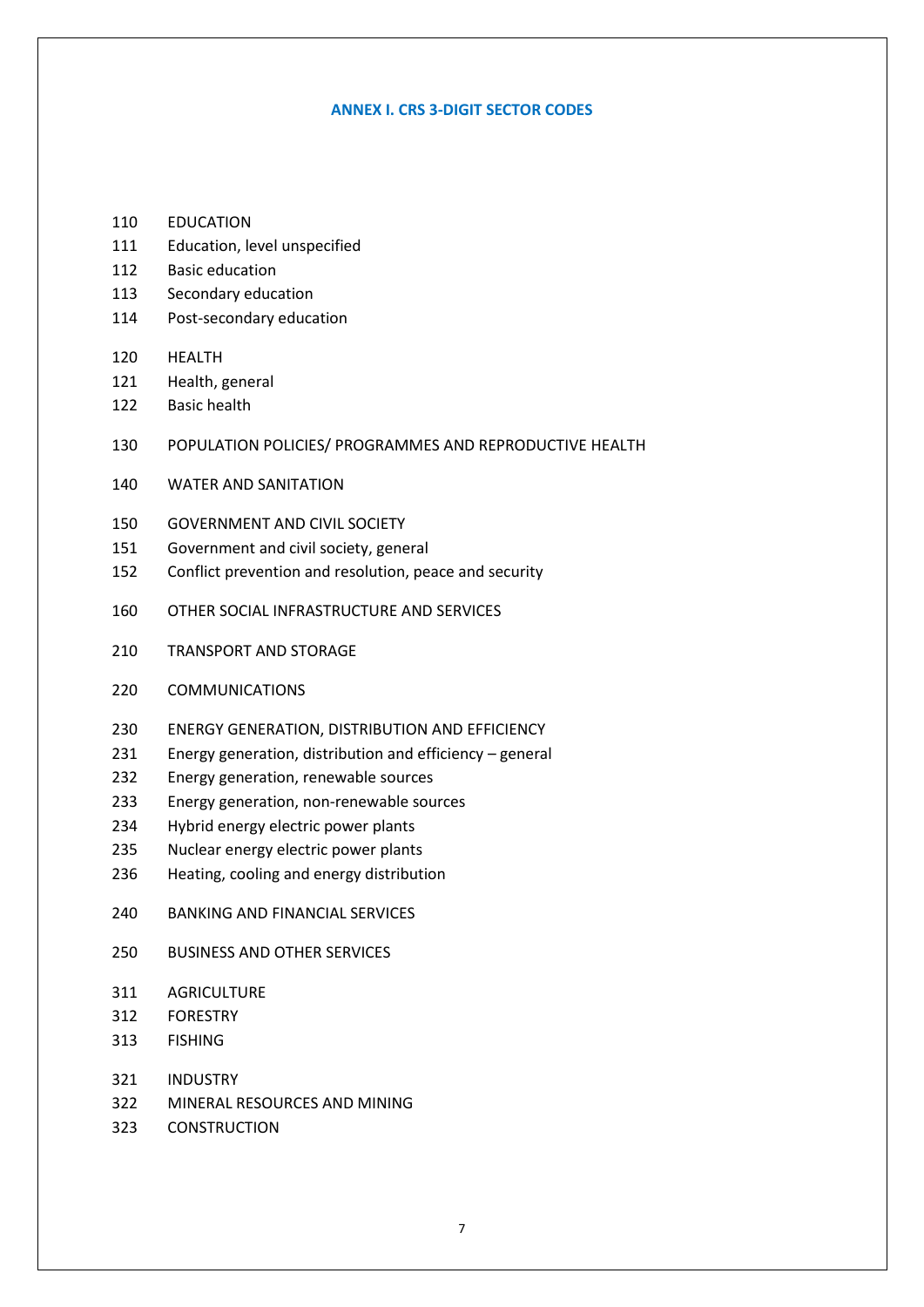# ANNEX I. CRS 3-DIGIT SECTOR CODES

110 EDUCATION
111 Education, level unspecified
112 Basic education
113 Secondary education
114 Post-secondary education

120 HEALTH
121 Health, general
122 Basic health

130 POPULATION POLICIES/ PROGRAMMES AND REPRODUCTIVE HEALTH

140 WATER AND SANITATION

150 GOVERNMENT AND CIVIL SOCIETY
151 Government and civil society, general
152 Conflict prevention and resolution, peace and security

160 OTHER SOCIAL INFRASTRUCTURE AND SERVICES

210 TRANSPORT AND STORAGE

220 COMMUNICATIONS

230 ENERGY GENERATION, DISTRIBUTION AND EFFICIENCY
231 Energy generation, distribution and efficiency – general
232 Energy generation, renewable sources
233 Energy generation, non-renewable sources
234 Hybrid energy electric power plants
235 Nuclear energy electric power plants
236 Heating, cooling and energy distribution

240 BANKING AND FINANCIAL SERVICES

250 BUSINESS AND OTHER SERVICES

311 AGRICULTURE
312 FORESTRY
313 FISHING

321 INDUSTRY
322 MINERAL RESOURCES AND MINING
323 CONSTRUCTION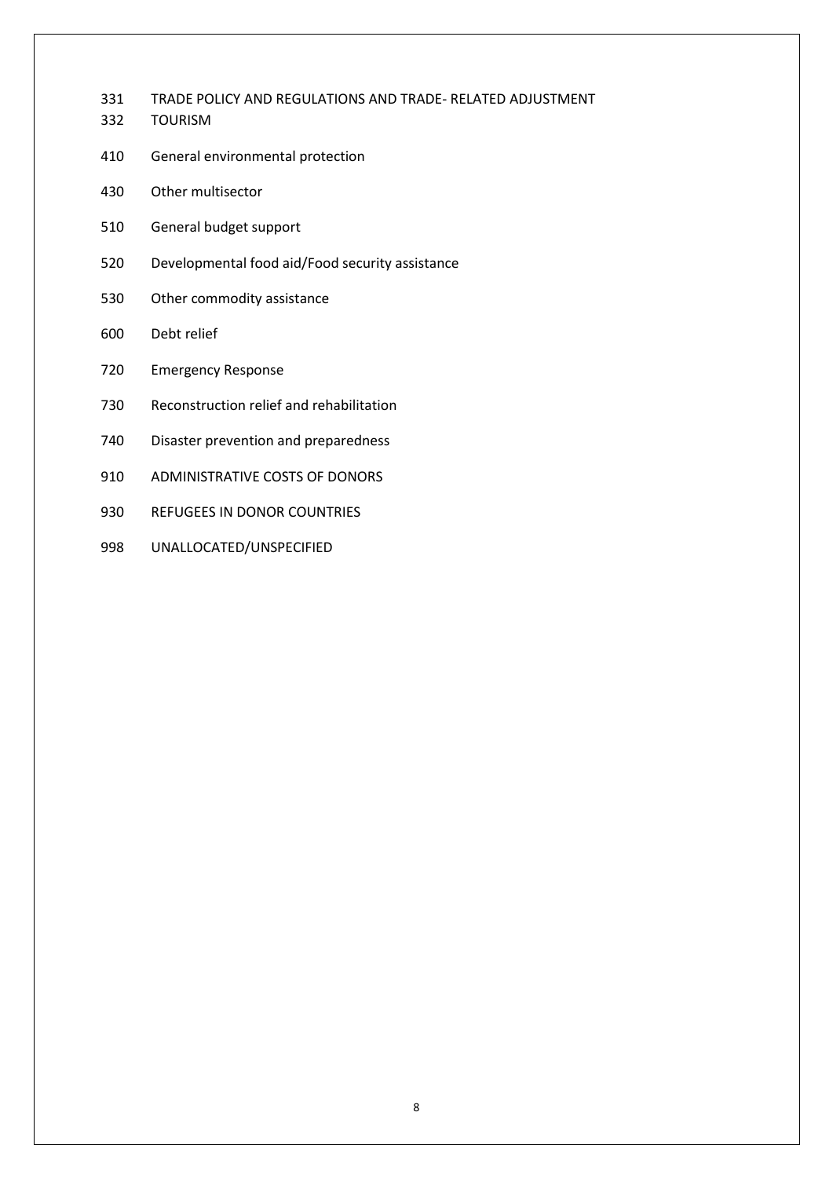331 TRADE POLICY AND REGULATIONS AND TRADE- RELATED ADJUSTMENT
332 TOURISM

410 General environmental protection

430 Other multisector

510 General budget support

520 Developmental food aid/Food security assistance

530 Other commodity assistance

600 Debt relief

720 Emergency Response

730 Reconstruction relief and rehabilitation

740 Disaster prevention and preparedness

910 ADMINISTRATIVE COSTS OF DONORS

930 REFUGEES IN DONOR COUNTRIES

998 UNALLOCATED/UNSPECIFIED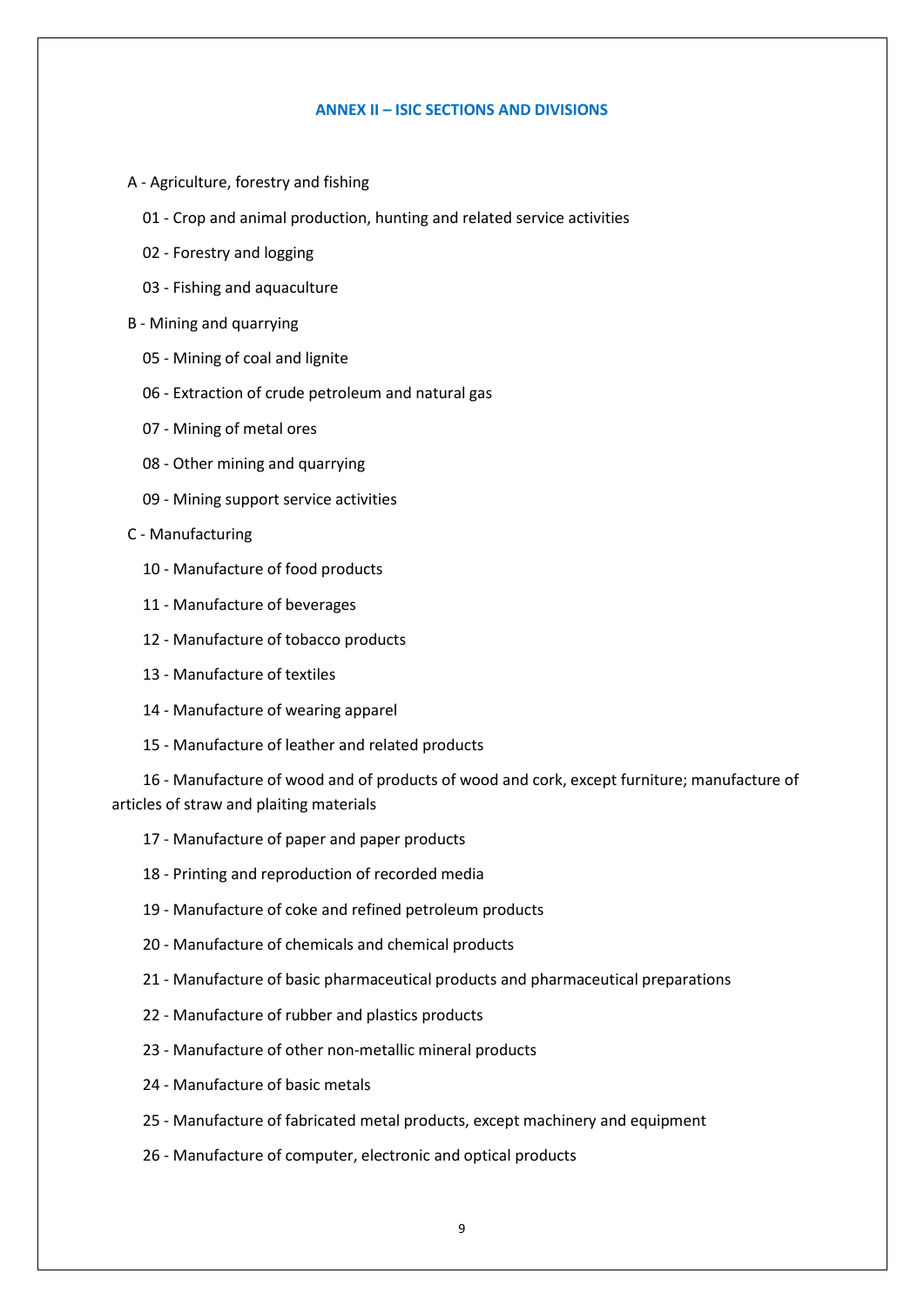## ANNEX II – ISIC SECTIONS AND DIVISIONS

A - Agriculture, forestry and fishing

- 01 - Crop and animal production, hunting and related service activities
- 02 - Forestry and logging
- 03 - Fishing and aquaculture

B - Mining and quarrying

- 05 - Mining of coal and lignite
- 06 - Extraction of crude petroleum and natural gas
- 07 - Mining of metal ores
- 08 - Other mining and quarrying
- 09 - Mining support service activities

C - Manufacturing

- 10 - Manufacture of food products
- 11 - Manufacture of beverages
- 12 - Manufacture of tobacco products
- 13 - Manufacture of textiles
- 14 - Manufacture of wearing apparel
- 15 - Manufacture of leather and related products
- 16 - Manufacture of wood and of products of wood and cork, except furniture; manufacture of articles of straw and plaiting materials
- 17 - Manufacture of paper and paper products
- 18 - Printing and reproduction of recorded media
- 19 - Manufacture of coke and refined petroleum products
- 20 - Manufacture of chemicals and chemical products
- 21 - Manufacture of basic pharmaceutical products and pharmaceutical preparations
- 22 - Manufacture of rubber and plastics products
- 23 - Manufacture of other non-metallic mineral products
- 24 - Manufacture of basic metals
- 25 - Manufacture of fabricated metal products, except machinery and equipment
- 26 - Manufacture of computer, electronic and optical products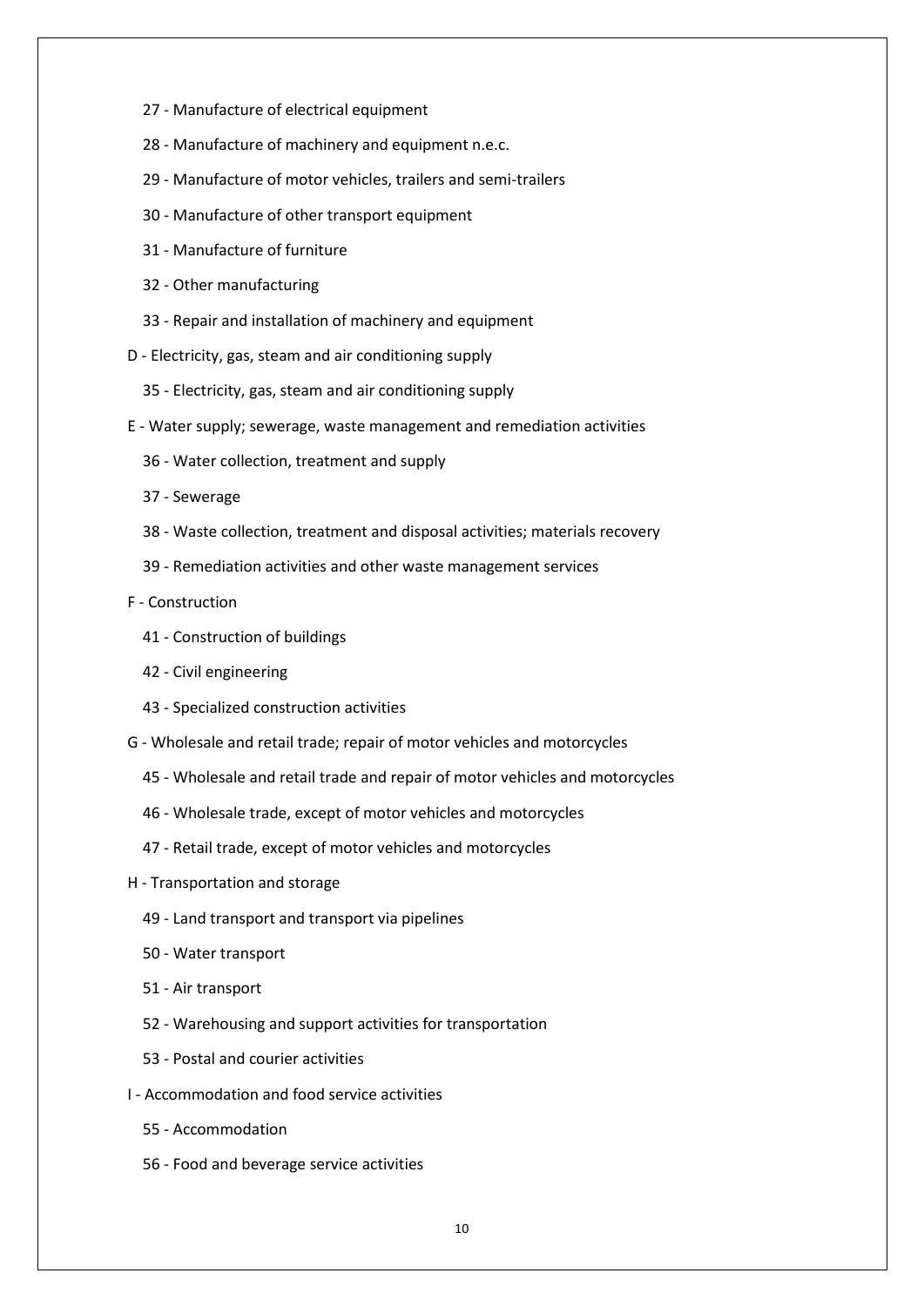- 27 - Manufacture of electrical equipment
- 28 - Manufacture of machinery and equipment n.e.c.
- 29 - Manufacture of motor vehicles, trailers and semi-trailers
- 30 - Manufacture of other transport equipment
- 31 - Manufacture of furniture
- 32 - Other manufacturing
- 33 - Repair and installation of machinery and equipment

D - Electricity, gas, steam and air conditioning supply

- 35 - Electricity, gas, steam and air conditioning supply

E - Water supply; sewerage, waste management and remediation activities

- 36 - Water collection, treatment and supply
- 37 - Sewerage
- 38 - Waste collection, treatment and disposal activities; materials recovery
- 39 - Remediation activities and other waste management services

F - Construction

- 41 - Construction of buildings
- 42 - Civil engineering
- 43 - Specialized construction activities

G - Wholesale and retail trade; repair of motor vehicles and motorcycles

- 45 - Wholesale and retail trade and repair of motor vehicles and motorcycles
- 46 - Wholesale trade, except of motor vehicles and motorcycles
- 47 - Retail trade, except of motor vehicles and motorcycles

H - Transportation and storage

- 49 - Land transport and transport via pipelines
- 50 - Water transport
- 51 - Air transport
- 52 - Warehousing and support activities for transportation
- 53 - Postal and courier activities

I - Accommodation and food service activities

- 55 - Accommodation
- 56 - Food and beverage service activities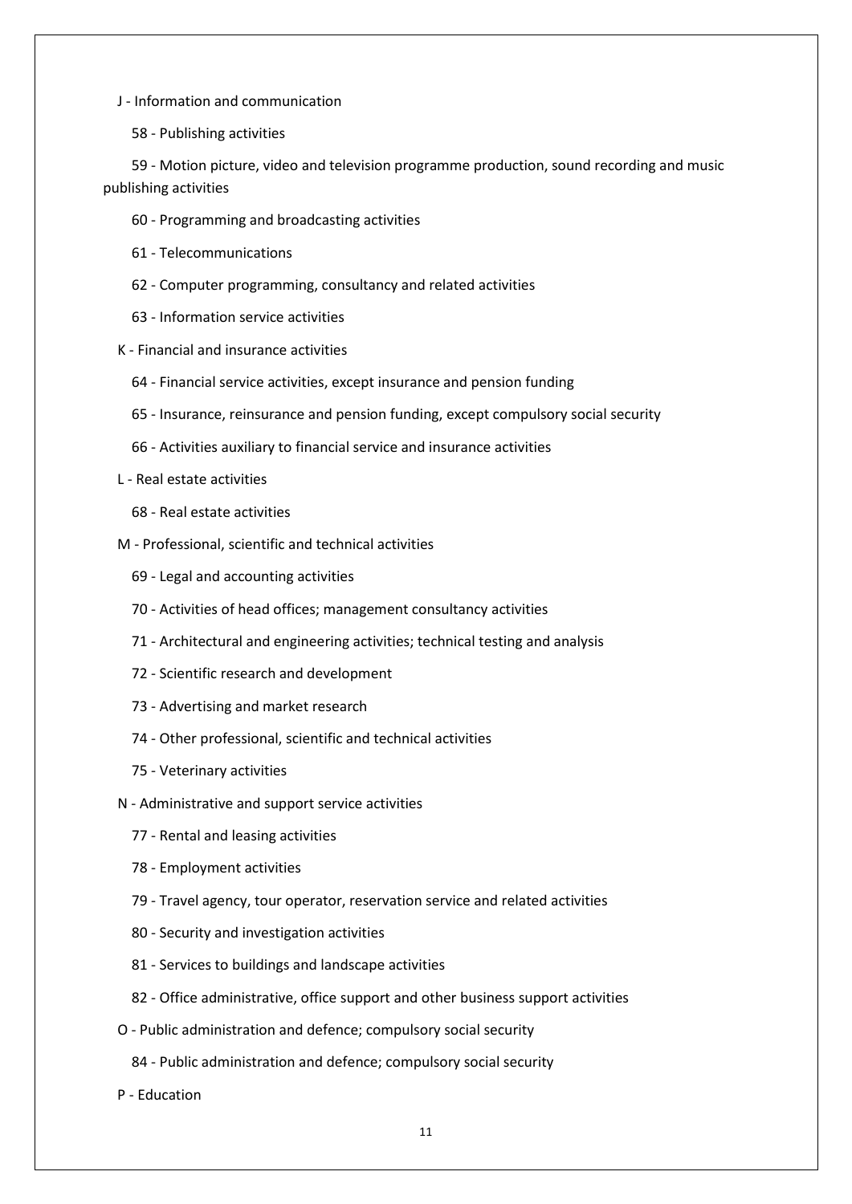J - Information and communication

58 - Publishing activities

59 - Motion picture, video and television programme production, sound recording and music publishing activities

60 - Programming and broadcasting activities

61 - Telecommunications

62 - Computer programming, consultancy and related activities

63 - Information service activities

K - Financial and insurance activities

64 - Financial service activities, except insurance and pension funding

65 - Insurance, reinsurance and pension funding, except compulsory social security

66 - Activities auxiliary to financial service and insurance activities

L - Real estate activities

68 - Real estate activities

M - Professional, scientific and technical activities

69 - Legal and accounting activities

70 - Activities of head offices; management consultancy activities

71 - Architectural and engineering activities; technical testing and analysis

72 - Scientific research and development

73 - Advertising and market research

74 - Other professional, scientific and technical activities

75 - Veterinary activities

N - Administrative and support service activities

77 - Rental and leasing activities

78 - Employment activities

79 - Travel agency, tour operator, reservation service and related activities

80 - Security and investigation activities

81 - Services to buildings and landscape activities

82 - Office administrative, office support and other business support activities

O - Public administration and defence; compulsory social security

84 - Public administration and defence; compulsory social security

P - Education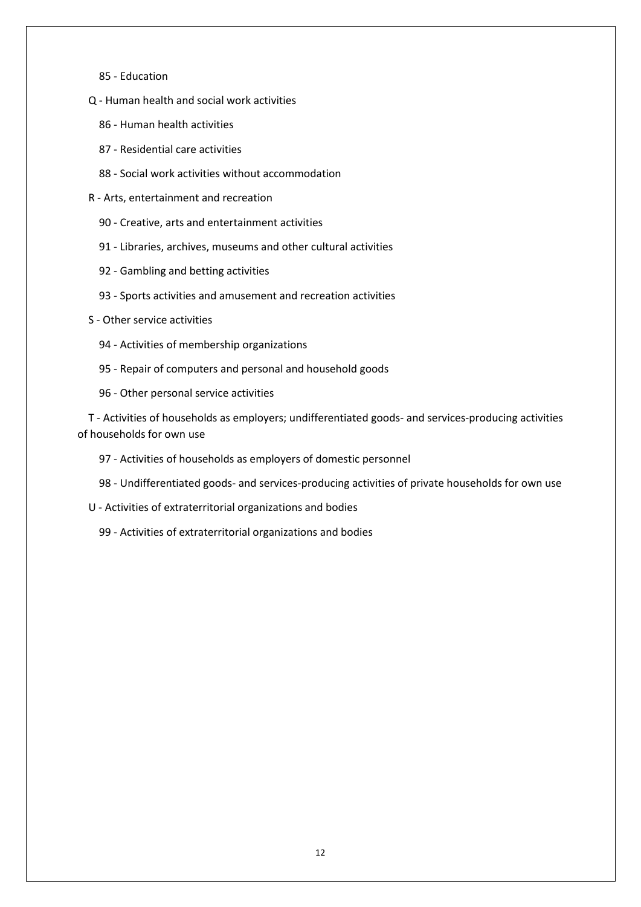- 85 - Education

- Q - Human health and social work activities
  - 86 - Human health activities
  - 87 - Residential care activities
  - 88 - Social work activities without accommodation

- R - Arts, entertainment and recreation
  - 90 - Creative, arts and entertainment activities
  - 91 - Libraries, archives, museums and other cultural activities
  - 92 - Gambling and betting activities
  - 93 - Sports activities and amusement and recreation activities

- S - Other service activities
  - 94 - Activities of membership organizations
  - 95 - Repair of computers and personal and household goods
  - 96 - Other personal service activities

- T - Activities of households as employers; undifferentiated goods- and services-producing activities of households for own use
  - 97 - Activities of households as employers of domestic personnel
  - 98 - Undifferentiated goods- and services-producing activities of private households for own use

- U - Activities of extraterritorial organizations and bodies
  - 99 - Activities of extraterritorial organizations and bodies